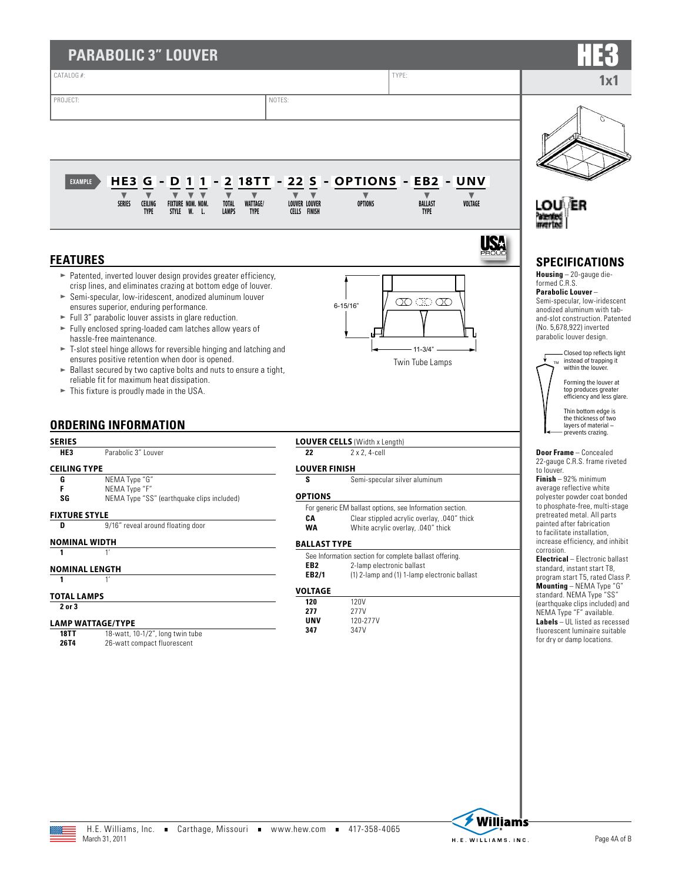# PARABOLIC 3" LOUVER

**HE3**

**1x1**

| CATALOG #: | TYPE: |
|---|---|
| PROJECT: | NOTES: |

EXAMPLE **HE3 G - D 1 1 - 2 18TT - 22 S - OPTIONS - EB2 - UNV**

SERIES · CEILING TYPE · FIXTURE STYLE · NOM. W. · NOM. L. · TOTAL LAMPS · WATTAGE/TYPE · LOUVER CELLS · LOUVER FINISH · OPTIONS · BALLAST TYPE · VOLTAGE

## FEATURES

- Patented, inverted louver design provides greater efficiency, crisp lines, and eliminates crazing at bottom edge of louver.
- Semi-specular, low-iridescent, anodized aluminum louver ensures superior, enduring performance.
- Full 3" parabolic louver assists in glare reduction.
- Fully enclosed spring-loaded cam latches allow years of hassle-free maintenance.
- T-slot steel hinge allows for reversible hinging and latching and ensures positive retention when door is opened.
- Ballast secured by two captive bolts and nuts to ensure a tight, reliable fit for maximum heat dissipation.
- This fixture is proudly made in the USA.

6-15/16"

11-3/4"

Twin Tube Lamps

## ORDERING INFORMATION

### SERIES

| | |
|---|---|
| **HE3** | Parabolic 3" Louver |

### CEILING TYPE

| | |
|---|---|
| **G** | NEMA Type "G" |
| **F** | NEMA Type "F" |
| **SG** | NEMA Type "SS" (earthquake clips included) |

### FIXTURE STYLE

| | |
|---|---|
| **D** | 9/16" reveal around floating door |

### NOMINAL WIDTH

| | |
|---|---|
| **1** | 1' |

### NOMINAL LENGTH

| | |
|---|---|
| **1** | 1' |

### TOTAL LAMPS

**2 or 3**

### LAMP WATTAGE/TYPE

| | |
|---|---|
| **18TT** | 18-watt, 10-1/2", long twin tube |
| **26T4** | 26-watt compact fluorescent |

### LOUVER CELLS (Width x Length)

| | |
|---|---|
| **22** | 2 x 2, 4-cell |

### LOUVER FINISH

| | |
|---|---|
| **S** | Semi-specular silver aluminum |

### OPTIONS

For generic EM ballast options, see Information section.

| | |
|---|---|
| **CA** | Clear stippled acrylic overlay, .040" thick |
| **WA** | White acrylic overlay, .040" thick |

### BALLAST TYPE

See Information section for complete ballast offering.

| | |
|---|---|
| **EB2** | 2-lamp electronic ballast |
| **EB2/1** | (1) 2-lamp and (1) 1-lamp electronic ballast |

### VOLTAGE

| | |
|---|---|
| **120** | 120V |
| **277** | 277V |
| **UNV** | 120-277V |
| **347** | 347V |

## SPECIFICATIONS

**Housing** – 20-gauge die-formed C.R.S.

**Parabolic Louver** – Semi-specular, low-iridescent anodized aluminum with tab-and-slot construction. Patented (No. 5,678,922) inverted parabolic louver design.

Closed top reflects light instead of trapping it within the louver.

Forming the louver at top produces greater efficiency and less glare.

Thin bottom edge is the thickness of two layers of material – prevents crazing.

**Door Frame** – Concealed 22-gauge C.R.S. frame riveted to louver.

**Finish** – 92% minimum average reflective white polyester powder coat bonded to phosphate-free, multi-stage pretreated metal. All parts painted after fabrication to facilitate installation, increase efficiency, and inhibit corrosion.

**Electrical** – Electronic ballast standard, instant start T8, program start T5, rated Class P.

**Mounting** – NEMA Type "G" standard. NEMA Type "SS" (earthquake clips included) and NEMA Type "F" available.

**Labels** – UL listed as recessed fluorescent luminaire suitable for dry or damp locations.

H.E. Williams, Inc. ▪ Carthage, Missouri ▪ www.hew.com ▪ 417-358-4065

March 31, 2011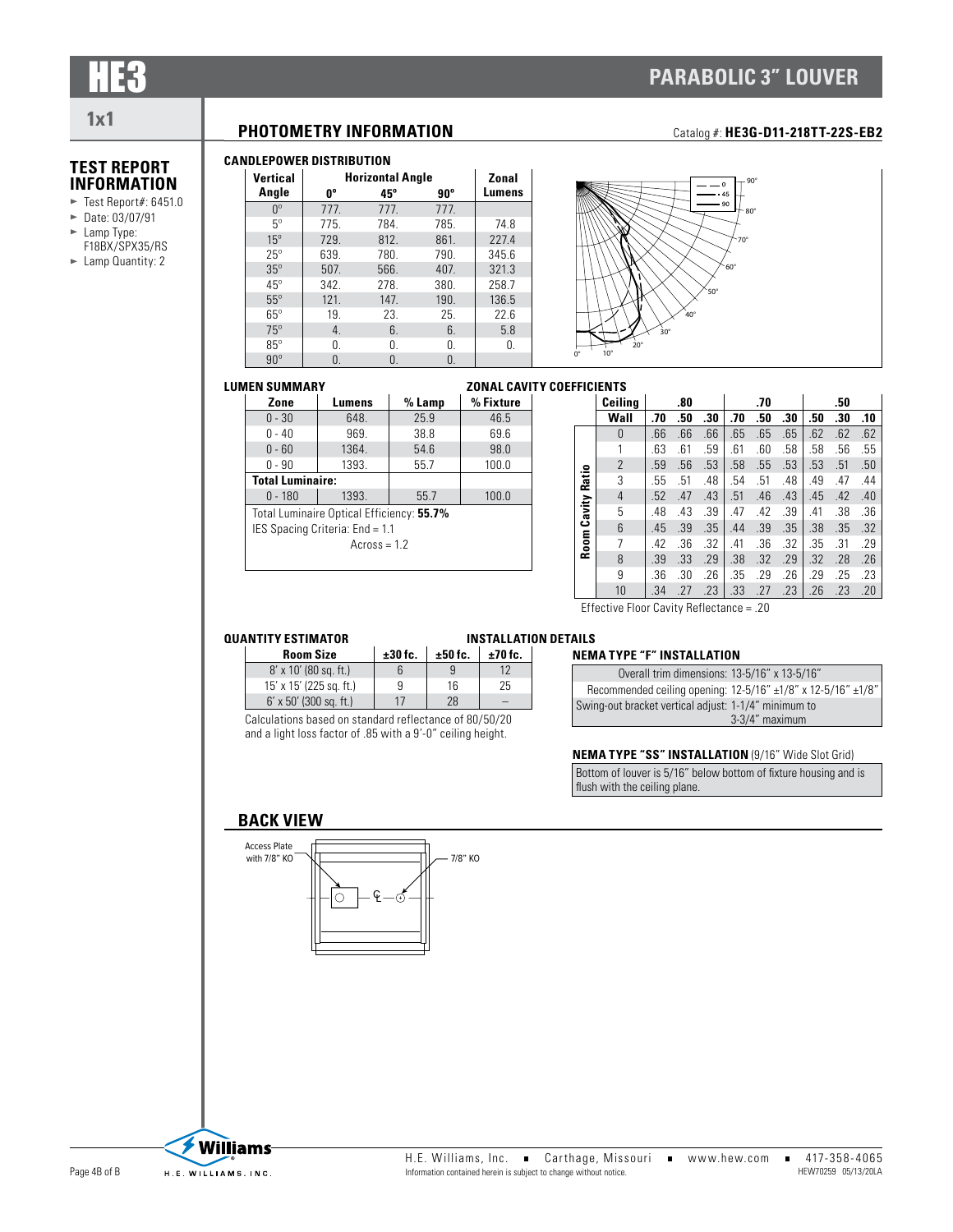# HE3

## PARABOLIC 3" LOUVER

**1x1**

### TEST REPORT INFORMATION

- Test Report#: 6451.0
- Date: 03/07/91
- Lamp Type: F18BX/SPX35/RS
- Lamp Quantity: 2

## PHOTOMETRY INFORMATION

Catalog #: **HE3G-D11-218TT-22S-EB2**

### CANDLEPOWER DISTRIBUTION

| Vertical Angle | Horizontal Angle 0° | 45° | 90° | Zonal Lumens |
|---|---|---|---|---|
| 0° | 777. | 777. | 777. | |
| 5° | 775. | 784. | 785. | 74.8 |
| 15° | 729. | 812. | 861. | 227.4 |
| 25° | 639. | 780. | 790. | 345.6 |
| 35° | 507. | 566. | 407. | 321.3 |
| 45° | 342. | 278. | 380. | 258.7 |
| 55° | 121. | 147. | 190. | 136.5 |
| 65° | 19. | 23. | 25. | 22.6 |
| 75° | 4. | 6. | 6. | 5.8 |
| 85° | 0. | 0. | 0. | 0. |
| 90° | 0. | 0. | 0. | |

0
45
90
90°
80°
70°
60°
50°
40°
30°
20°
10°
0°

### LUMEN SUMMARY

| Zone | Lumens | % Lamp | % Fixture |
|---|---|---|---|
| 0 - 30 | 648. | 25.9 | 46.5 |
| 0 - 40 | 969. | 38.8 | 69.6 |
| 0 - 60 | 1364. | 54.6 | 98.0 |
| 0 - 90 | 1393. | 55.7 | 100.0 |
| **Total Luminaire:** | | | |
| 0 - 180 | 1393. | 55.7 | 100.0 |

Total Luminaire Optical Efficiency: **55.7%**
IES Spacing Criteria: End = 1.1
Across = 1.2

### ZONAL CAVITY COEFFICIENTS

| Ceiling | .80 | | | .70 | | | .50 | | |
|---|---|---|---|---|---|---|---|---|---|
| Wall | .70 | .50 | .30 | .70 | .50 | .30 | .50 | .30 | .10 |
| Room Cavity Ratio 0 | .66 | .66 | .66 | .65 | .65 | .65 | .62 | .62 | .62 |
| 1 | .63 | .61 | .59 | .61 | .60 | .58 | .58 | .56 | .55 |
| 2 | .59 | .56 | .53 | .58 | .55 | .53 | .53 | .51 | .50 |
| 3 | .55 | .51 | .48 | .54 | .51 | .48 | .49 | .47 | .44 |
| 4 | .52 | .47 | .43 | .51 | .46 | .43 | .45 | .42 | .40 |
| 5 | .48 | .43 | .39 | .47 | .42 | .39 | .41 | .38 | .36 |
| 6 | .45 | .39 | .35 | .44 | .39 | .35 | .38 | .35 | .32 |
| 7 | .42 | .36 | .32 | .41 | .36 | .32 | .35 | .31 | .29 |
| 8 | .39 | .33 | .29 | .38 | .32 | .29 | .32 | .28 | .26 |
| 9 | .36 | .30 | .26 | .35 | .29 | .26 | .29 | .25 | .23 |
| 10 | .34 | .27 | .23 | .33 | .27 | .23 | .26 | .23 | .20 |

Effective Floor Cavity Reflectance = .20

### QUANTITY ESTIMATOR

| Room Size | ±30 fc. | ±50 fc. | ±70 fc. |
|---|---|---|---|
| 8' x 10' (80 sq. ft.) | 6 | 9 | 12 |
| 15' x 15' (225 sq. ft.) | 9 | 16 | 25 |
| 6' x 50' (300 sq. ft.) | 17 | 28 | – |

Calculations based on standard reflectance of 80/50/20 and a light loss factor of .85 with a 9'-0" ceiling height.

### INSTALLATION DETAILS

**NEMA TYPE "F" INSTALLATION**

Overall trim dimensions: 13-5/16" x 13-5/16"
Recommended ceiling opening: 12-5/16" ±1/8" x 12-5/16" ±1/8"
Swing-out bracket vertical adjust: 1-1/4" minimum to 3-3/4" maximum

**NEMA TYPE "SS" INSTALLATION** (9/16" Wide Slot Grid)

Bottom of louver is 5/16" below bottom of fixture housing and is flush with the ceiling plane.

## BACK VIEW

Access Plate with 7/8" KO
7/8" KO
℄

Williams
H.E. WILLIAMS, INC.

H.E. Williams, Inc. ■ Carthage, Missouri ■ www.hew.com ■ 417-358-4065
Information contained herein is subject to change without notice.
HEW70259 05/13/20LA